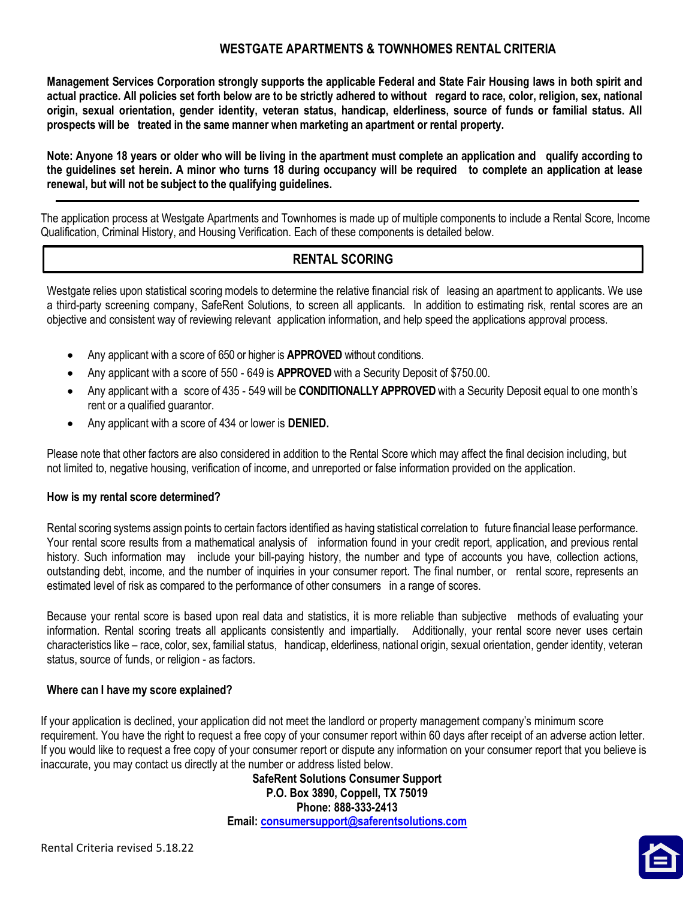# WESTGATE APARTMENTS & TOWNHOMES RENTAL CRITERIA

**Management Services Corporation strongly supports the applicable Federal and State Fair Housing laws in both spirit and actual practice. All policies set forth below are to be strictly adhered to without regard to race, color, religion, sex, national origin, sexual orientation, gender identity, veteran status, handicap, elderliness, source of funds or familial status. All prospects will be treated in the same manner when marketing an apartment or rental property.**

**Note: Anyone 18 years or older who will be living in the apartment must complete an application and qualify according to the guidelines set herein. A minor who turns 18 during occupancy will be required to complete an application at lease renewal, but will not be subject to the qualifying guidelines.**

---

The application process at Westgate Apartments and Townhomes is made up of multiple components to include a Rental Score, Income Qualification, Criminal History, and Housing Verification. Each of these components is detailed below.

## RENTAL SCORING

Westgate relies upon statistical scoring models to determine the relative financial risk of leasing an apartment to applicants. We use a third-party screening company, SafeRent Solutions, to screen all applicants. In addition to estimating risk, rental scores are an objective and consistent way of reviewing relevant application information, and help speed the applications approval process.

- Any applicant with a score of 650 or higher is **APPROVED** without conditions.
- Any applicant with a score of 550 - 649 is **APPROVED** with a Security Deposit of $750.00.
- Any applicant with a score of 435 - 549 will be **CONDITIONALLY APPROVED** with a Security Deposit equal to one month's rent or a qualified guarantor.
- Any applicant with a score of 434 or lower is **DENIED.**

Please note that other factors are also considered in addition to the Rental Score which may affect the final decision including, but not limited to, negative housing, verification of income, and unreported or false information provided on the application.

### How is my rental score determined?

Rental scoring systems assign points to certain factors identified as having statistical correlation to future financial lease performance. Your rental score results from a mathematical analysis of information found in your credit report, application, and previous rental history. Such information may include your bill-paying history, the number and type of accounts you have, collection actions, outstanding debt, income, and the number of inquiries in your consumer report. The final number, or rental score, represents an estimated level of risk as compared to the performance of other consumers in a range of scores.

Because your rental score is based upon real data and statistics, it is more reliable than subjective methods of evaluating your information. Rental scoring treats all applicants consistently and impartially. Additionally, your rental score never uses certain characteristics like – race, color, sex, familial status, handicap, elderliness, national origin, sexual orientation, gender identity, veteran status, source of funds, or religion - as factors.

### Where can I have my score explained?

If your application is declined, your application did not meet the landlord or property management company's minimum score requirement. You have the right to request a free copy of your consumer report within 60 days after receipt of an adverse action letter. If you would like to request a free copy of your consumer report or dispute any information on your consumer report that you believe is inaccurate, you may contact us directly at the number or address listed below.

**SafeRent Solutions Consumer Support**
**P.O. Box 3890, Coppell, TX 75019**
**Phone: 888-333-2413**
**Email: consumersupport@saferentsolutions.com**

Rental Criteria revised 5.18.22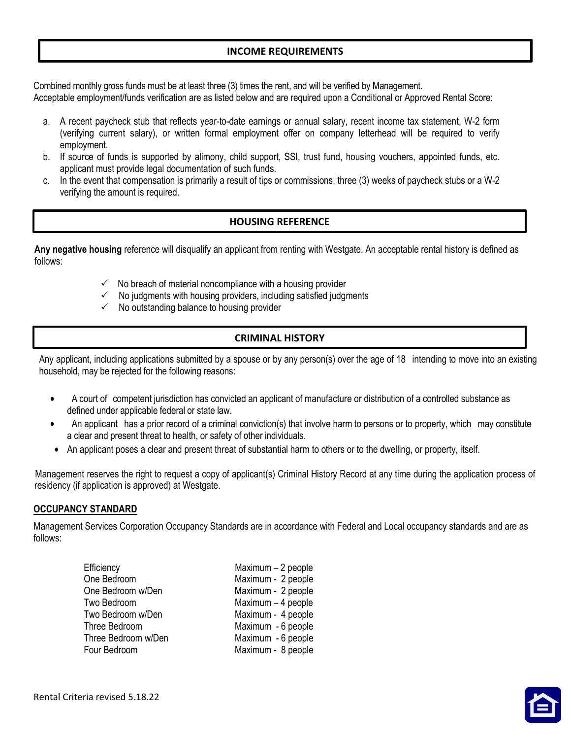## INCOME REQUIREMENTS

Combined monthly gross funds must be at least three (3) times the rent, and will be verified by Management.
Acceptable employment/funds verification are as listed below and are required upon a Conditional or Approved Rental Score:

a. A recent paycheck stub that reflects year-to-date earnings or annual salary, recent income tax statement, W-2 form (verifying current salary), or written formal employment offer on company letterhead will be required to verify employment.
b. If source of funds is supported by alimony, child support, SSI, trust fund, housing vouchers, appointed funds, etc. applicant must provide legal documentation of such funds.
c. In the event that compensation is primarily a result of tips or commissions, three (3) weeks of paycheck stubs or a W-2 verifying the amount is required.

## HOUSING REFERENCE

**Any negative housing** reference will disqualify an applicant from renting with Westgate. An acceptable rental history is defined as follows:

- ✓ No breach of material noncompliance with a housing provider
- ✓ No judgments with housing providers, including satisfied judgments
- ✓ No outstanding balance to housing provider

## CRIMINAL HISTORY

Any applicant, including applications submitted by a spouse or by any person(s) over the age of 18 intending to move into an existing household, may be rejected for the following reasons:

- A court of competent jurisdiction has convicted an applicant of manufacture or distribution of a controlled substance as defined under applicable federal or state law.
- An applicant has a prior record of a criminal conviction(s) that involve harm to persons or to property, which may constitute a clear and present threat to health, or safety of other individuals.
- An applicant poses a clear and present threat of substantial harm to others or to the dwelling, or property, itself.

Management reserves the right to request a copy of applicant(s) Criminal History Record at any time during the application process of residency (if application is approved) at Westgate.

### OCCUPANCY STANDARD

Management Services Corporation Occupancy Standards are in accordance with Federal and Local occupancy standards and are as follows:

| Unit Type | Maximum Occupancy |
|---|---|
| Efficiency | Maximum – 2 people |
| One Bedroom | Maximum - 2 people |
| One Bedroom w/Den | Maximum - 2 people |
| Two Bedroom | Maximum – 4 people |
| Two Bedroom w/Den | Maximum - 4 people |
| Three Bedroom | Maximum - 6 people |
| Three Bedroom w/Den | Maximum - 6 people |
| Four Bedroom | Maximum - 8 people |

Rental Criteria revised 5.18.22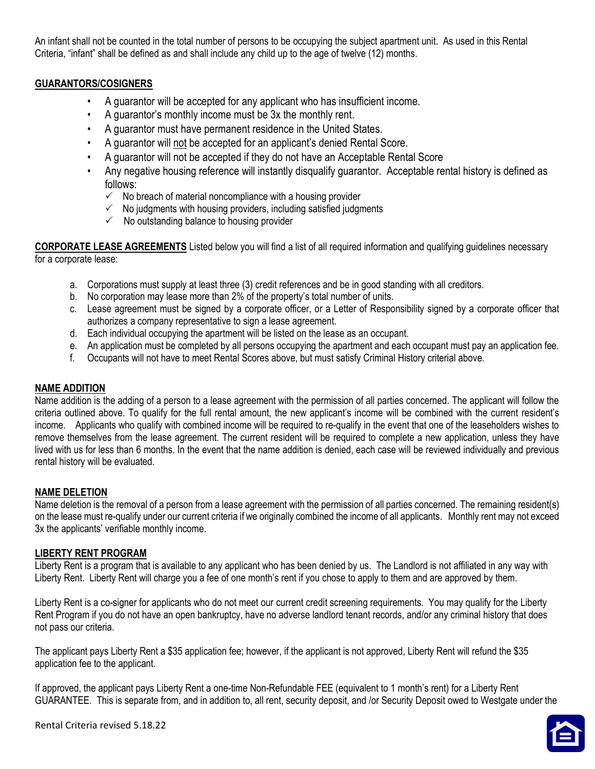An infant shall not be counted in the total number of persons to be occupying the subject apartment unit. As used in this Rental Criteria, "infant" shall be defined as and shall include any child up to the age of twelve (12) months.

## GUARANTORS/COSIGNERS

- A guarantor will be accepted for any applicant who has insufficient income.
- A guarantor's monthly income must be 3x the monthly rent.
- A guarantor must have permanent residence in the United States.
- A guarantor will not be accepted for an applicant's denied Rental Score.
- A guarantor will not be accepted if they do not have an Acceptable Rental Score
- Any negative housing reference will instantly disqualify guarantor. Acceptable rental history is defined as follows:
  - ✓ No breach of material noncompliance with a housing provider
  - ✓ No judgments with housing providers, including satisfied judgments
  - ✓ No outstanding balance to housing provider

**CORPORATE LEASE AGREEMENTS** Listed below you will find a list of all required information and qualifying guidelines necessary for a corporate lease:

a. Corporations must supply at least three (3) credit references and be in good standing with all creditors.
b. No corporation may lease more than 2% of the property's total number of units.
c. Lease agreement must be signed by a corporate officer, or a Letter of Responsibility signed by a corporate officer that authorizes a company representative to sign a lease agreement.
d. Each individual occupying the apartment will be listed on the lease as an occupant.
e. An application must be completed by all persons occupying the apartment and each occupant must pay an application fee.
f. Occupants will not have to meet Rental Scores above, but must satisfy Criminal History criterial above.

## NAME ADDITION

Name addition is the adding of a person to a lease agreement with the permission of all parties concerned. The applicant will follow the criteria outlined above. To qualify for the full rental amount, the new applicant's income will be combined with the current resident's income. Applicants who qualify with combined income will be required to re-qualify in the event that one of the leaseholders wishes to remove themselves from the lease agreement. The current resident will be required to complete a new application, unless they have lived with us for less than 6 months. In the event that the name addition is denied, each case will be reviewed individually and previous rental history will be evaluated.

## NAME DELETION

Name deletion is the removal of a person from a lease agreement with the permission of all parties concerned. The remaining resident(s) on the lease must re-qualify under our current criteria if we originally combined the income of all applicants. Monthly rent may not exceed 3x the applicants' verifiable monthly income.

## LIBERTY RENT PROGRAM

Liberty Rent is a program that is available to any applicant who has been denied by us. The Landlord is not affiliated in any way with Liberty Rent. Liberty Rent will charge you a fee of one month's rent if you chose to apply to them and are approved by them.

Liberty Rent is a co-signer for applicants who do not meet our current credit screening requirements. You may qualify for the Liberty Rent Program if you do not have an open bankruptcy, have no adverse landlord tenant records, and/or any criminal history that does not pass our criteria.

The applicant pays Liberty Rent a $35 application fee; however, if the applicant is not approved, Liberty Rent will refund the $35 application fee to the applicant.

If approved, the applicant pays Liberty Rent a one-time Non-Refundable FEE (equivalent to 1 month's rent) for a Liberty Rent GUARANTEE. This is separate from, and in addition to, all rent, security deposit, and /or Security Deposit owed to Westgate under the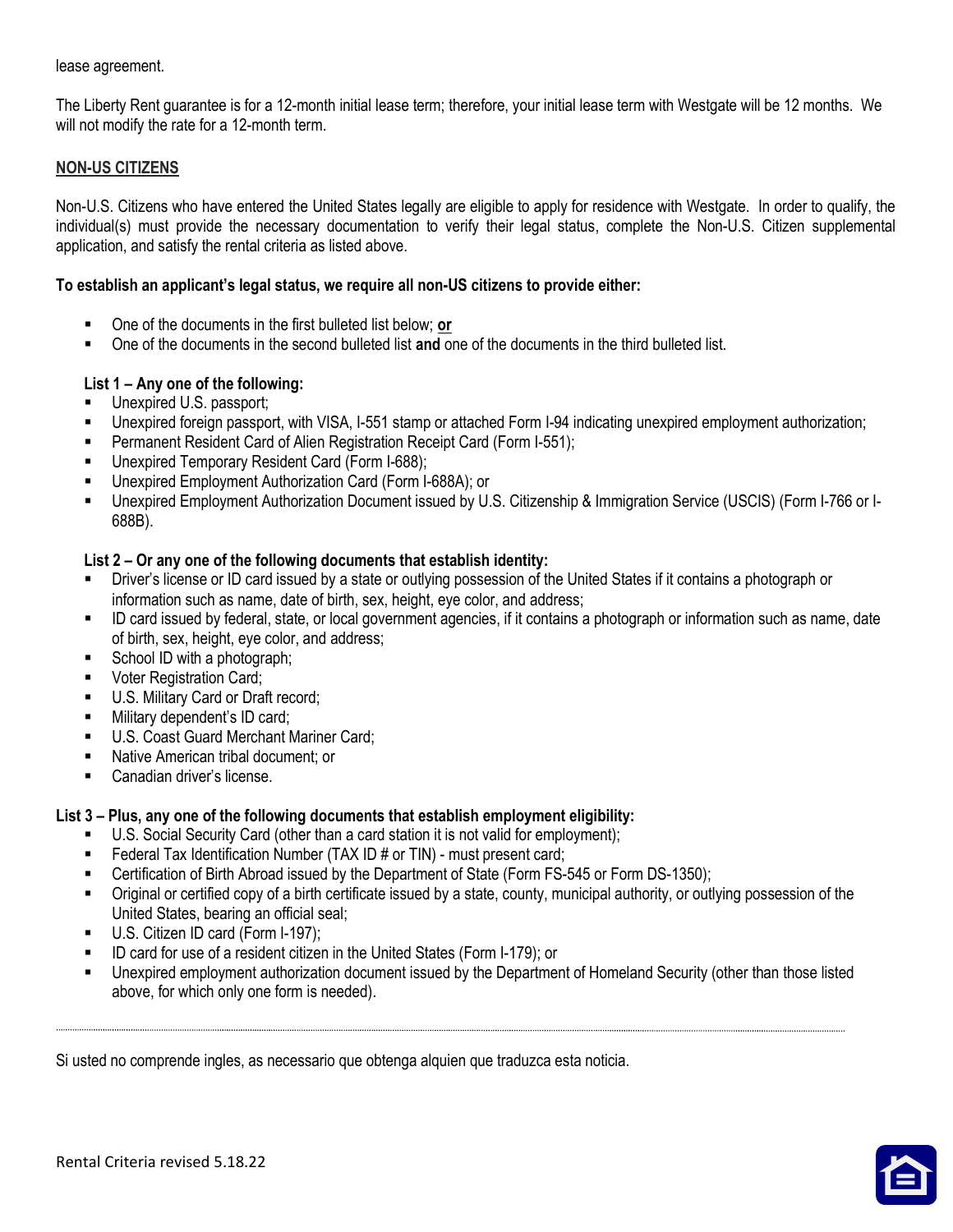lease agreement.

The Liberty Rent guarantee is for a 12-month initial lease term; therefore, your initial lease term with Westgate will be 12 months. We will not modify the rate for a 12-month term.

## NON-US CITIZENS

Non-U.S. Citizens who have entered the United States legally are eligible to apply for residence with Westgate. In order to qualify, the individual(s) must provide the necessary documentation to verify their legal status, complete the Non-U.S. Citizen supplemental application, and satisfy the rental criteria as listed above.

**To establish an applicant's legal status, we require all non-US citizens to provide either:**

- One of the documents in the first bulleted list below; **or**
- One of the documents in the second bulleted list **and** one of the documents in the third bulleted list.

**List 1 – Any one of the following:**

- Unexpired U.S. passport;
- Unexpired foreign passport, with VISA, I-551 stamp or attached Form I-94 indicating unexpired employment authorization;
- Permanent Resident Card of Alien Registration Receipt Card (Form I-551);
- Unexpired Temporary Resident Card (Form I-688);
- Unexpired Employment Authorization Card (Form I-688A); or
- Unexpired Employment Authorization Document issued by U.S. Citizenship & Immigration Service (USCIS) (Form I-766 or I-688B).

**List 2 – Or any one of the following documents that establish identity:**

- Driver's license or ID card issued by a state or outlying possession of the United States if it contains a photograph or information such as name, date of birth, sex, height, eye color, and address;
- ID card issued by federal, state, or local government agencies, if it contains a photograph or information such as name, date of birth, sex, height, eye color, and address;
- School ID with a photograph;
- Voter Registration Card;
- U.S. Military Card or Draft record;
- Military dependent's ID card;
- U.S. Coast Guard Merchant Mariner Card;
- Native American tribal document; or
- Canadian driver's license.

**List 3 – Plus, any one of the following documents that establish employment eligibility:**

- U.S. Social Security Card (other than a card station it is not valid for employment);
- Federal Tax Identification Number (TAX ID # or TIN) - must present card;
- Certification of Birth Abroad issued by the Department of State (Form FS-545 or Form DS-1350);
- Original or certified copy of a birth certificate issued by a state, county, municipal authority, or outlying possession of the United States, bearing an official seal;
- U.S. Citizen ID card (Form I-197);
- ID card for use of a resident citizen in the United States (Form I-179); or
- Unexpired employment authorization document issued by the Department of Homeland Security (other than those listed above, for which only one form is needed).

---

Si usted no comprende ingles, as necessario que obtenga alquien que traduzca esta noticia.

Rental Criteria revised 5.18.22